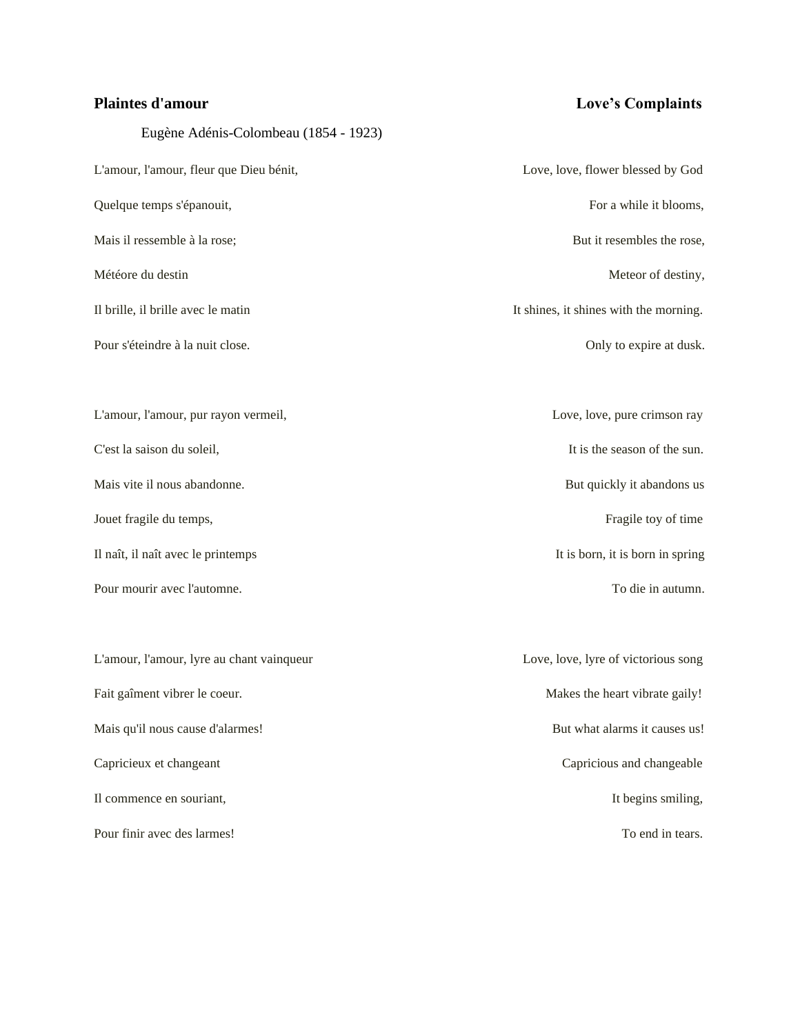**Plaintes d'amour** | **Love's Complaints**

Eugène Adénis-Colombeau (1854 - 1923)

| | |
|---|---|
| L'amour, l'amour, fleur que Dieu bénit, | Love, love, flower blessed by God |
| Quelque temps s'épanouit, | For a while it blooms, |
| Mais il ressemble à la rose; | But it resembles the rose, |
| Météore du destin | Meteor of destiny, |
| Il brille, il brille avec le matin | It shines, it shines with the morning. |
| Pour s'éteindre à la nuit close. | Only to expire at dusk. |
| | |
| L'amour, l'amour, pur rayon vermeil, | Love, love, pure crimson ray |
| C'est la saison du soleil, | It is the season of the sun. |
| Mais vite il nous abandonne. | But quickly it abandons us |
| Jouet fragile du temps, | Fragile toy of time |
| Il naît, il naît avec le printemps | It is born, it is born in spring |
| Pour mourir avec l'automne. | To die in autumn. |
| | |
| L'amour, l'amour, lyre au chant vainqueur | Love, love, lyre of victorious song |
| Fait gaîment vibrer le coeur. | Makes the heart vibrate gaily! |
| Mais qu'il nous cause d'alarmes! | But what alarms it causes us! |
| Capricieux et changeant | Capricious and changeable |
| Il commence en souriant, | It begins smiling, |
| Pour finir avec des larmes! | To end in tears. |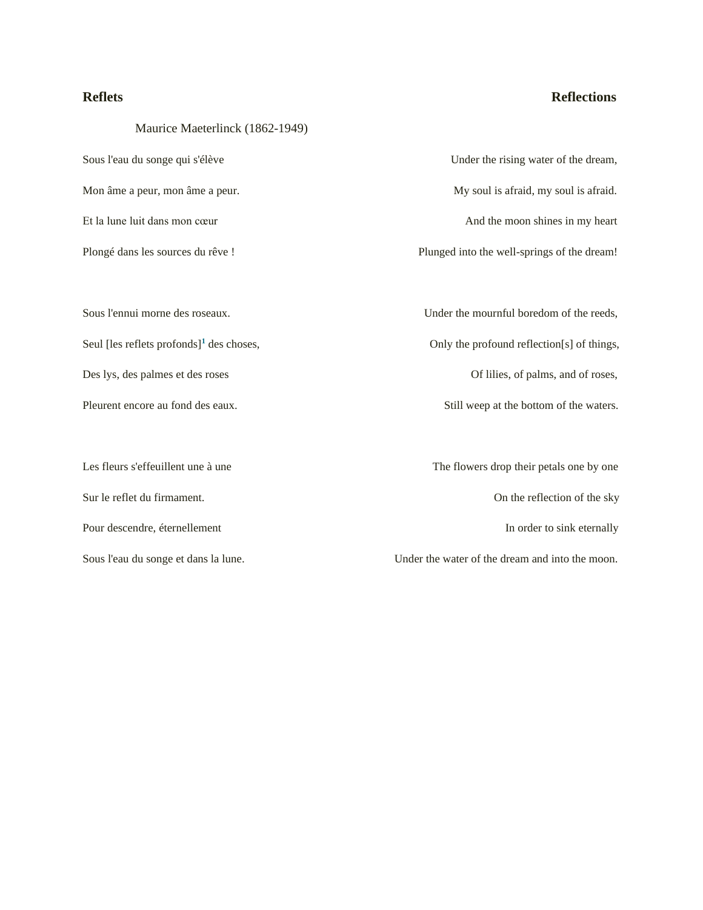**Reflets**

**Reflections**

Maurice Maeterlinck (1862-1949)

Sous l'eau du songe qui s'élève
Mon âme a peur, mon âme a peur.
Et la lune luit dans mon cœur
Plongé dans les sources du rêve !

Sous l'ennui morne des roseaux.
Seul [les reflets profonds][1] des choses,
Des lys, des palmes et des roses
Pleurent encore au fond des eaux.

Les fleurs s'effeuillent une à une
Sur le reflet du firmament.
Pour descendre, éternellement
Sous l'eau du songe et dans la lune.

Under the rising water of the dream,
My soul is afraid, my soul is afraid.
And the moon shines in my heart
Plunged into the well-springs of the dream!

Under the mournful boredom of the reeds,
Only the profound reflection[s] of things,
Of lilies, of palms, and of roses,
Still weep at the bottom of the waters.

The flowers drop their petals one by one
On the reflection of the sky
In order to sink eternally
Under the water of the dream and into the moon.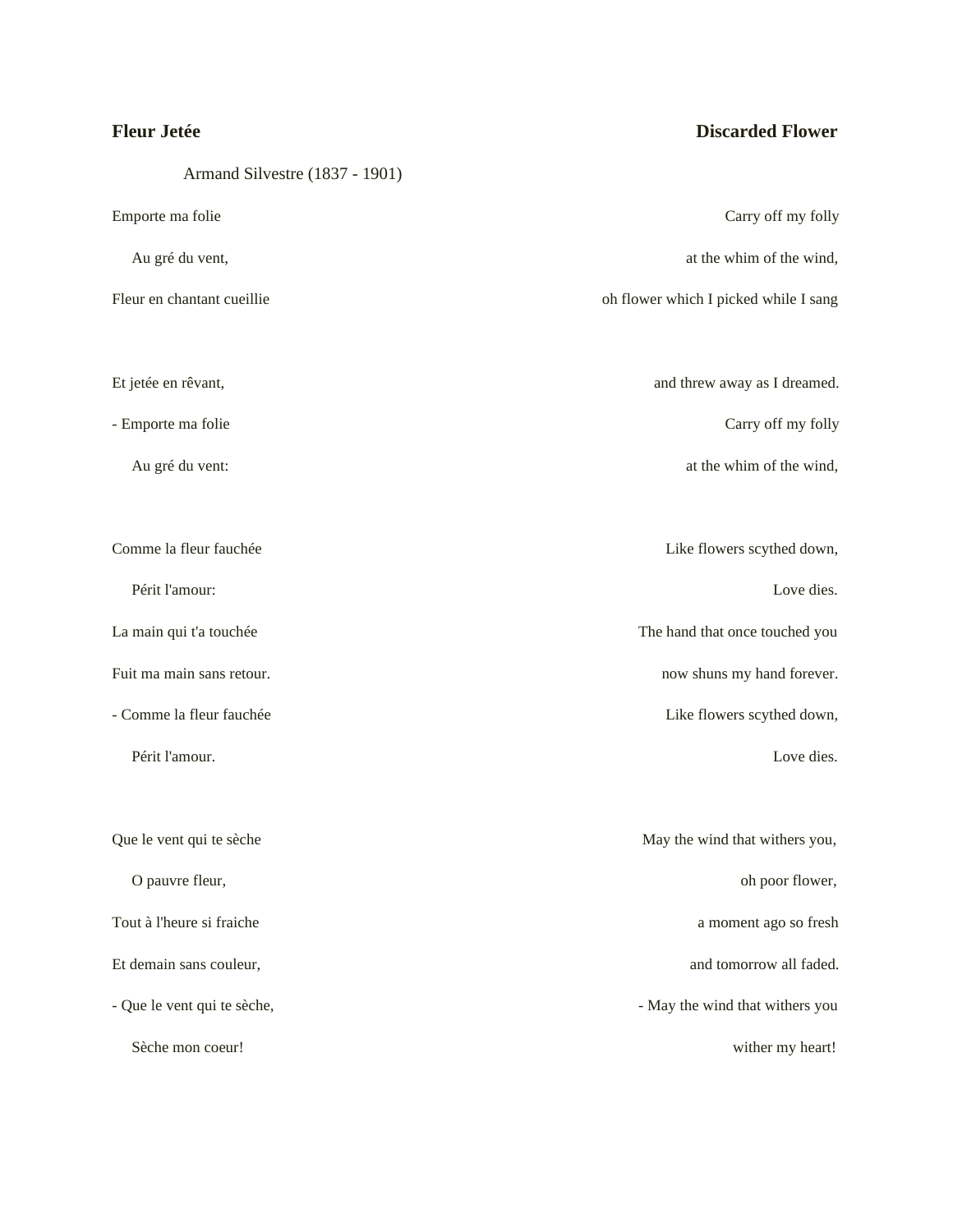| **Fleur Jetée** | **Discarded Flower** |
|---|---|
| Armand Silvestre (1837 - 1901) | |
| Emporte ma folie | Carry off my folly |
| Au gré du vent, | at the whim of the wind, |
| Fleur en chantant cueillie | oh flower which I picked while I sang |
| | |
| Et jetée en rêvant, | and threw away as I dreamed. |
| - Emporte ma folie | Carry off my folly |
| Au gré du vent: | at the whim of the wind, |
| | |
| Comme la fleur fauchée | Like flowers scythed down, |
| Périt l'amour: | Love dies. |
| La main qui t'a touchée | The hand that once touched you |
| Fuit ma main sans retour. | now shuns my hand forever. |
| - Comme la fleur fauchée | Like flowers scythed down, |
| Périt l'amour. | Love dies. |
| | |
| Que le vent qui te sèche | May the wind that withers you, |
| O pauvre fleur, | oh poor flower, |
| Tout à l'heure si fraiche | a moment ago so fresh |
| Et demain sans couleur, | and tomorrow all faded. |
| - Que le vent qui te sèche, | - May the wind that withers you |
| Sèche mon coeur! | wither my heart! |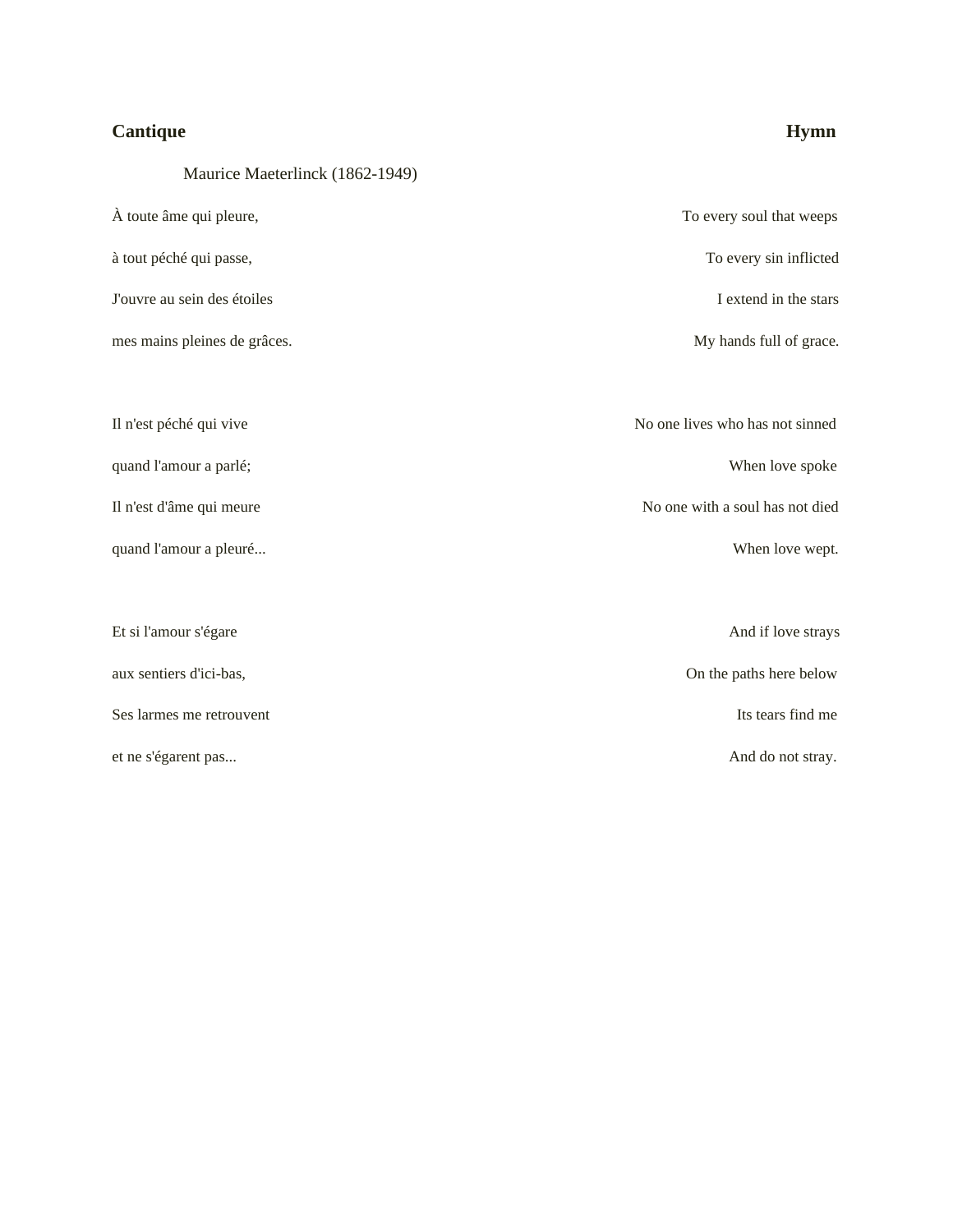| **Cantique** | **Hymn** |
|---|---|
| Maurice Maeterlinck (1862-1949) | |
| À toute âme qui pleure, | To every soul that weeps |
| à tout péché qui passe, | To every sin inflicted |
| J'ouvre au sein des étoiles | I extend in the stars |
| mes mains pleines de grâces. | My hands full of grace. |
| | |
| Il n'est péché qui vive | No one lives who has not sinned |
| quand l'amour a parlé; | When love spoke |
| Il n'est d'âme qui meure | No one with a soul has not died |
| quand l'amour a pleuré... | When love wept. |
| | |
| Et si l'amour s'égare | And if love strays |
| aux sentiers d'ici-bas, | On the paths here below |
| Ses larmes me retrouvent | Its tears find me |
| et ne s'égarent pas... | And do not stray. |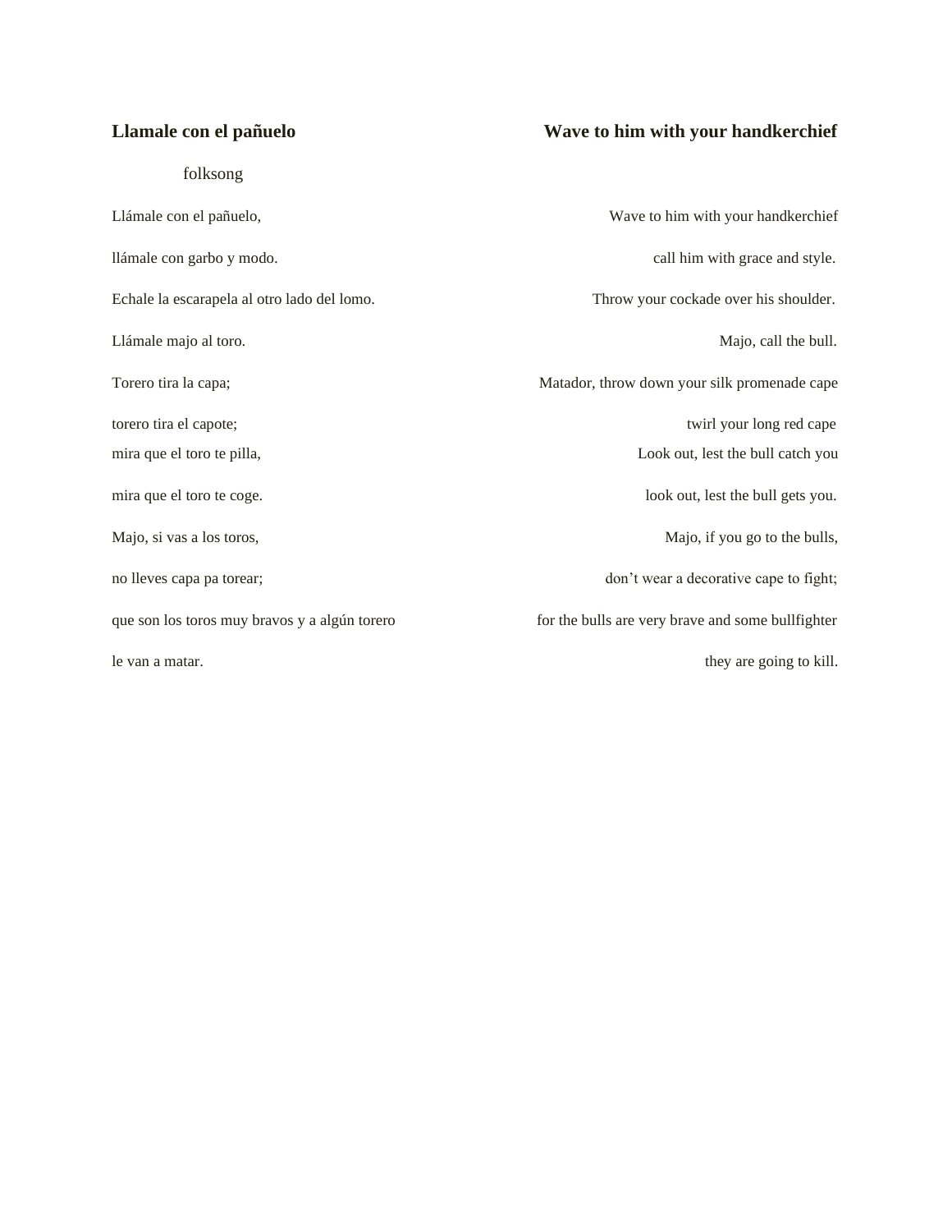## Llamale con el pañuelo

folksong

Llámale con el pañuelo,

llámale con garbo y modo.

Echale la escarapela al otro lado del lomo.

Llámale majo al toro.

Torero tira la capa;

torero tira el capote;

mira que el toro te pilla,

mira que el toro te coge.

Majo, si vas a los toros,

no lleves capa pa torear;

que son los toros muy bravos y a algún torero

le van a matar.

## Wave to him with your handkerchief

Wave to him with your handkerchief

call him with grace and style.

Throw your cockade over his shoulder.

Majo, call the bull.

Matador, throw down your silk promenade cape

twirl your long red cape

Look out, lest the bull catch you

look out, lest the bull gets you.

Majo, if you go to the bulls,

don't wear a decorative cape to fight;

for the bulls are very brave and some bullfighter

they are going to kill.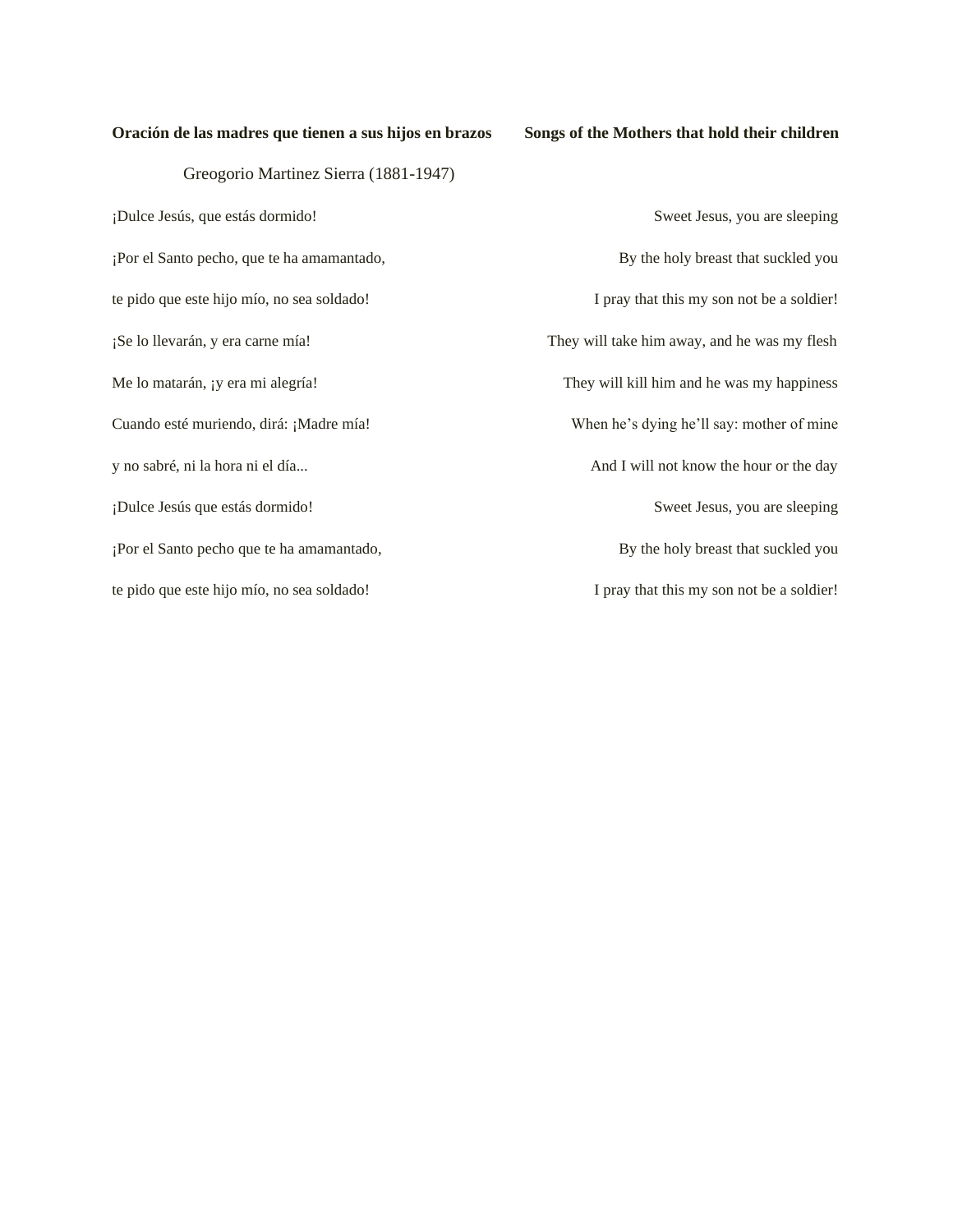**Oración de las madres que tienen a sus hijos en brazos**

Greogorio Martinez Sierra (1881-1947)

¡Dulce Jesús, que estás dormido!

¡Por el Santo pecho, que te ha amamantado,

te pido que este hijo mío, no sea soldado!

¡Se lo llevarán, y era carne mía!

Me lo matarán, ¡y era mi alegría!

Cuando esté muriendo, dirá: ¡Madre mía!

y no sabré, ni la hora ni el día...

¡Dulce Jesús que estás dormido!

¡Por el Santo pecho que te ha amamantado,

te pido que este hijo mío, no sea soldado!

**Songs of the Mothers that hold their children**

Sweet Jesus, you are sleeping

By the holy breast that suckled you

I pray that this my son not be a soldier!

They will take him away, and he was my flesh

They will kill him and he was my happiness

When he's dying he'll say: mother of mine

And I will not know the hour or the day

Sweet Jesus, you are sleeping

By the holy breast that suckled you

I pray that this my son not be a soldier!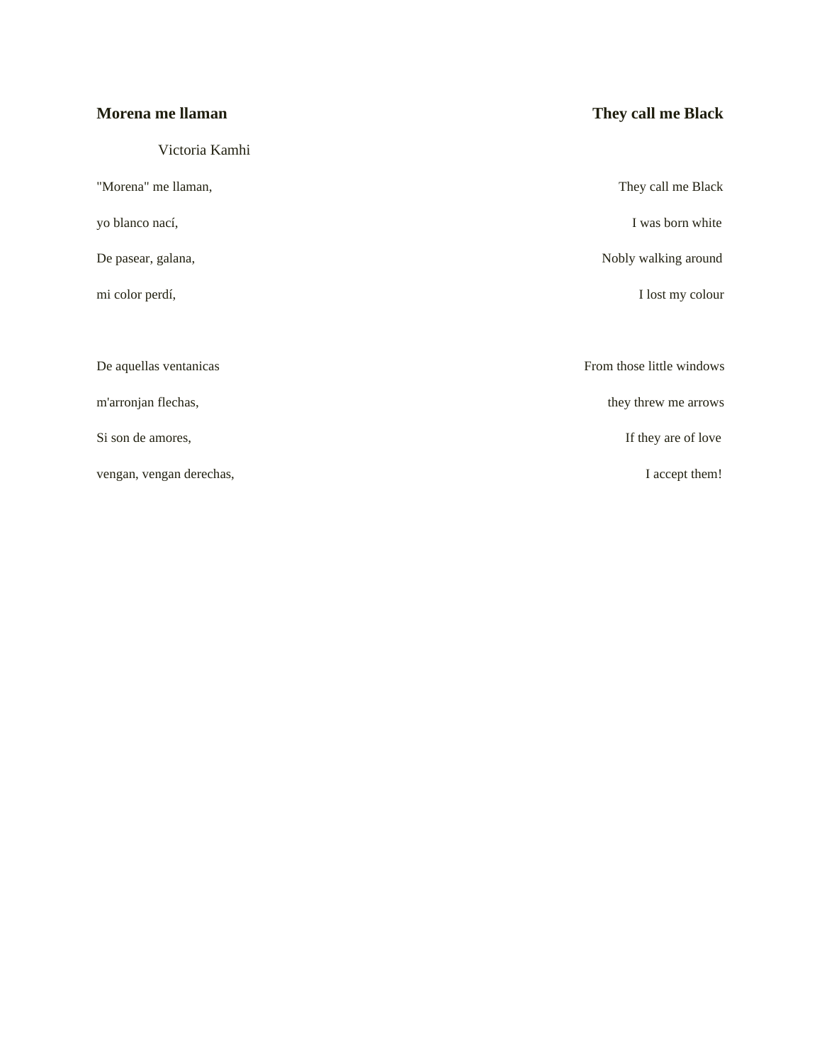## Morena me llaman

Victoria Kamhi

"Morena" me llaman,

yo blanco nací,

De pasear, galana,

mi color perdí,

De aquellas ventanicas

m'arronjan flechas,

Si son de amores,

vengan, vengan derechas,

## They call me Black

They call me Black

I was born white

Nobly walking around

I lost my colour

From those little windows

they threw me arrows

If they are of love

I accept them!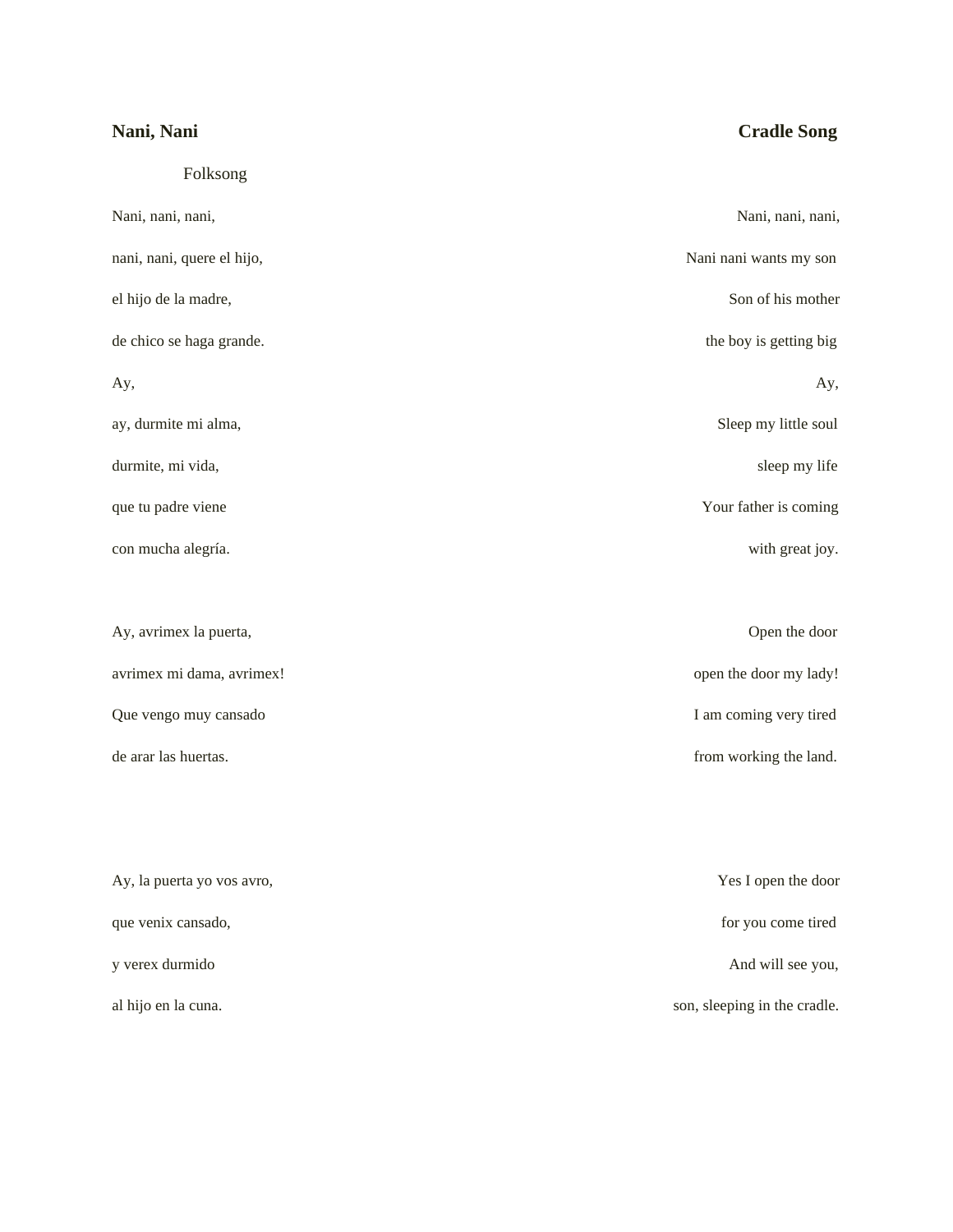**Nani, Nani**

Folksong

Nani, nani, nani,

nani, nani, quere el hijo,

el hijo de la madre,

de chico se haga grande.

Ay,

ay, durmite mi alma,

durmite, mi vida,

que tu padre viene

con mucha alegría.

Ay, avrimex la puerta,

avrimex mi dama, avrimex!

Que vengo muy cansado

de arar las huertas.

Ay, la puerta yo vos avro,

que venix cansado,

y verex durmido

al hijo en la cuna.

**Cradle Song**

Nani, nani, nani,

Nani nani wants my son

Son of his mother

the boy is getting big

Ay,

Sleep my little soul

sleep my life

Your father is coming

with great joy.

Open the door

open the door my lady!

I am coming very tired

from working the land.

Yes I open the door

for you come tired

And will see you,

son, sleeping in the cradle.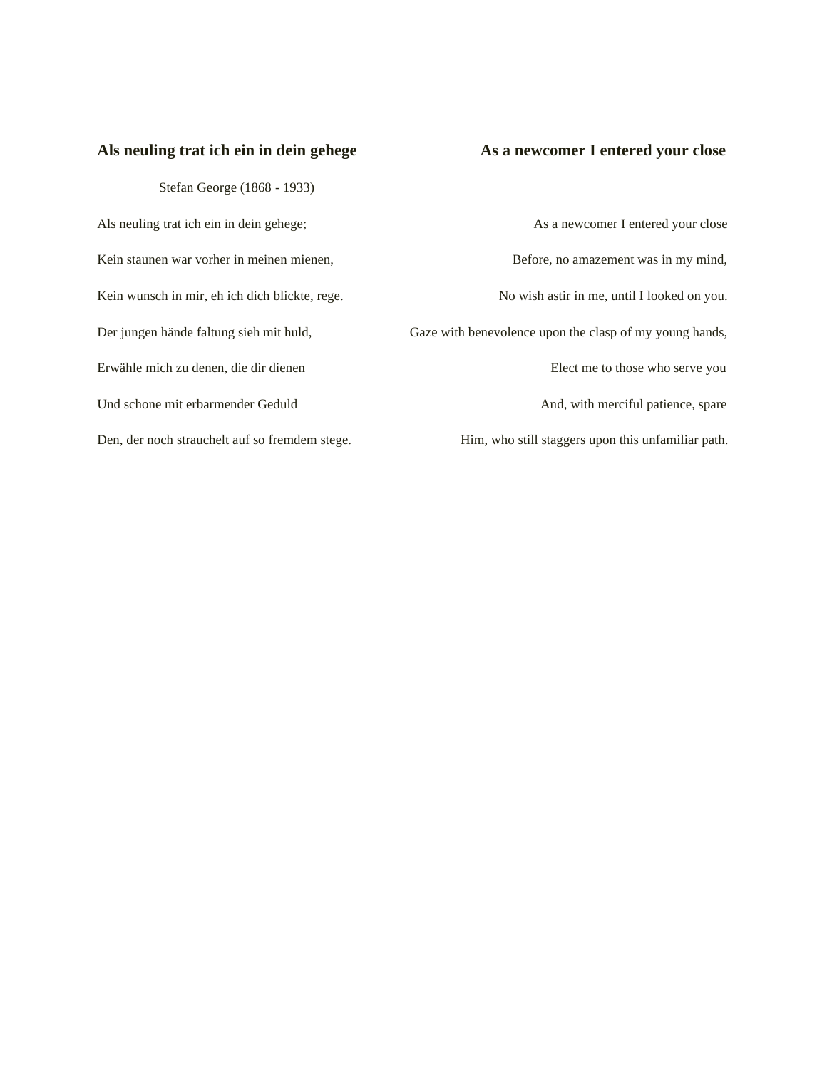## Als neuling trat ich ein in dein gehege

Stefan George (1868 - 1933)

Als neuling trat ich ein in dein gehege;
Kein staunen war vorher in meinen mienen,
Kein wunsch in mir, eh ich dich blickte, rege.
Der jungen hände faltung sieh mit huld,
Erwähle mich zu denen, die dir dienen
Und schone mit erbarmender Geduld
Den, der noch strauchelt auf so fremdem stege.

## As a newcomer I entered your close

As a newcomer I entered your close
Before, no amazement was in my mind,
No wish astir in me, until I looked on you.
Gaze with benevolence upon the clasp of my young hands,
Elect me to those who serve you
And, with merciful patience, spare
Him, who still staggers upon this unfamiliar path.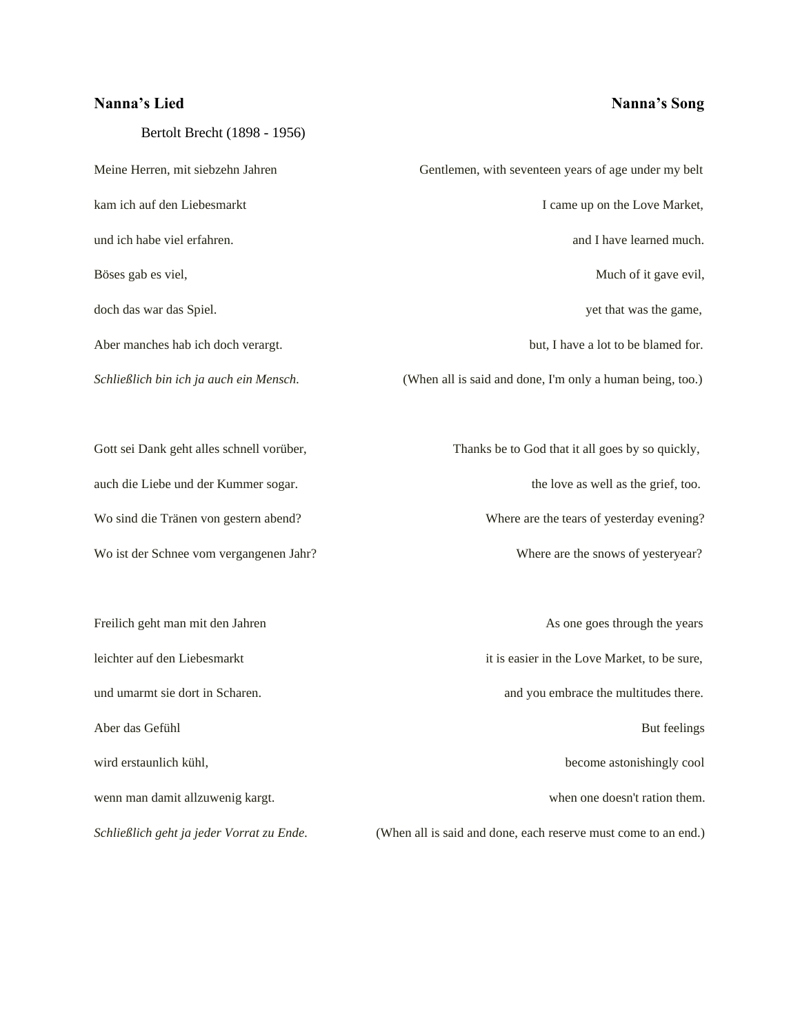## Nanna's Lied

Bertolt Brecht (1898 - 1956)

Meine Herren, mit siebzehn Jahren
kam ich auf den Liebesmarkt
und ich habe viel erfahren.
Böses gab es viel,
doch das war das Spiel.
Aber manches hab ich doch verargt.
*Schließlich bin ich ja auch ein Mensch.*

Gott sei Dank geht alles schnell vorüber,
auch die Liebe und der Kummer sogar.
Wo sind die Tränen von gestern abend?
Wo ist der Schnee vom vergangenen Jahr?

Freilich geht man mit den Jahren
leichter auf den Liebesmarkt
und umarmt sie dort in Scharen.
Aber das Gefühl
wird erstaunlich kühl,
wenn man damit allzuwenig kargt.
*Schließlich geht ja jeder Vorrat zu Ende.*

## Nanna's Song

Gentlemen, with seventeen years of age under my belt
I came up on the Love Market,
and I have learned much.
Much of it gave evil,
yet that was the game,
but, I have a lot to be blamed for.
(When all is said and done, I'm only a human being, too.)

Thanks be to God that it all goes by so quickly,
the love as well as the grief, too.
Where are the tears of yesterday evening?
Where are the snows of yesteryear?

As one goes through the years
it is easier in the Love Market, to be sure,
and you embrace the multitudes there.
But feelings
become astonishingly cool
when one doesn't ration them.
(When all is said and done, each reserve must come to an end.)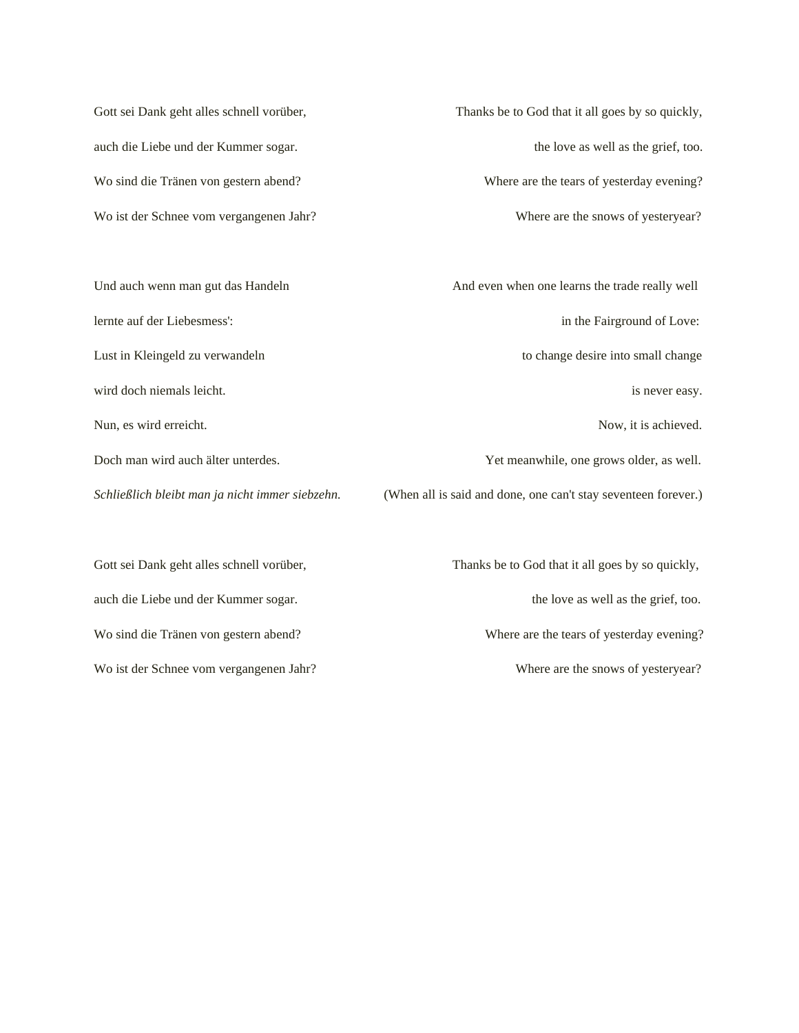| | |
|---|---|
| Gott sei Dank geht alles schnell vorüber, | Thanks be to God that it all goes by so quickly, |
| auch die Liebe und der Kummer sogar. | the love as well as the grief, too. |
| Wo sind die Tränen von gestern abend? | Where are the tears of yesterday evening? |
| Wo ist der Schnee vom vergangenen Jahr? | Where are the snows of yesteryear? |
| | |
| Und auch wenn man gut das Handeln | And even when one learns the trade really well |
| lernte auf der Liebesmess': | in the Fairground of Love: |
| Lust in Kleingeld zu verwandeln | to change desire into small change |
| wird doch niemals leicht. | is never easy. |
| Nun, es wird erreicht. | Now, it is achieved. |
| Doch man wird auch älter unterdes. | Yet meanwhile, one grows older, as well. |
| *Schließlich bleibt man ja nicht immer siebzehn.* | (When all is said and done, one can't stay seventeen forever.) |
| | |
| Gott sei Dank geht alles schnell vorüber, | Thanks be to God that it all goes by so quickly, |
| auch die Liebe und der Kummer sogar. | the love as well as the grief, too. |
| Wo sind die Tränen von gestern abend? | Where are the tears of yesterday evening? |
| Wo ist der Schnee vom vergangenen Jahr? | Where are the snows of yesteryear? |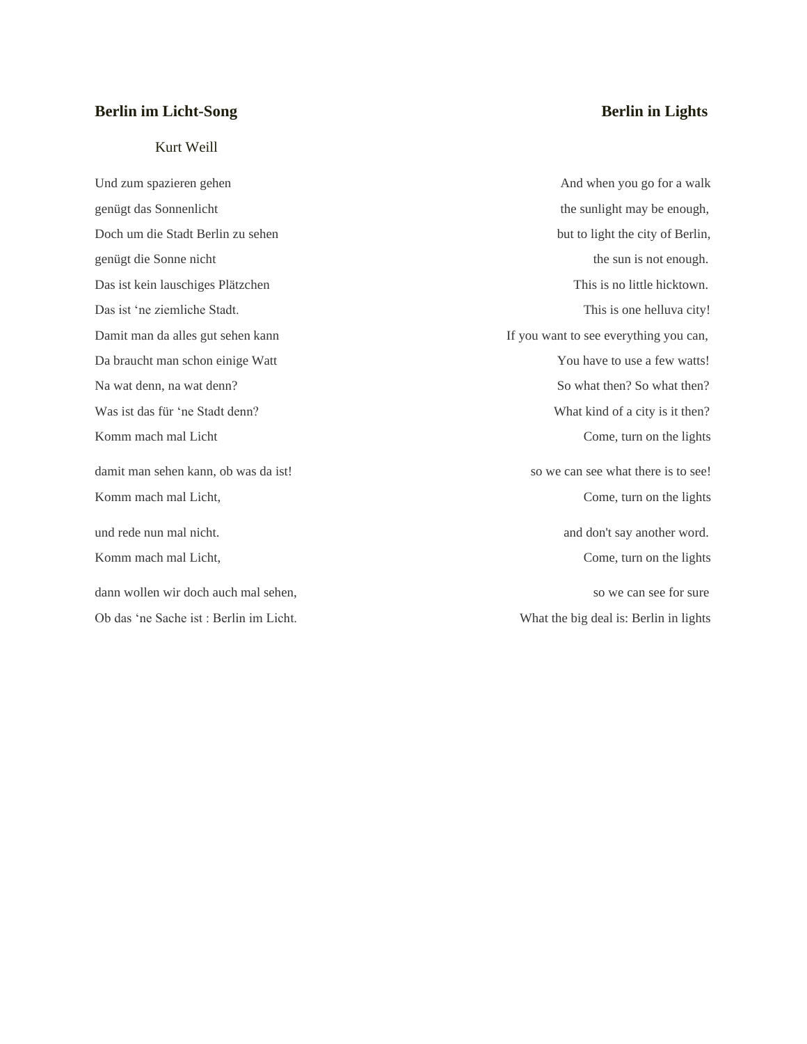## Berin im Licht-Song

Kurt Weill

Und zum spazieren gehen
genügt das Sonnenlicht
Doch um die Stadt Berlin zu sehen
genügt die Sonne nicht
Das ist kein lauschiges Plätzchen
Das ist 'ne ziemliche Stadt.
Damit man da alles gut sehen kann
Da braucht man schon einige Watt
Na wat denn, na wat denn?
Was ist das für 'ne Stadt denn?
Komm mach mal Licht

damit man sehen kann, ob was da ist!
Komm mach mal Licht,

und rede nun mal nicht.
Komm mach mal Licht,

dann wollen wir doch auch mal sehen,
Ob das 'ne Sache ist : Berlin im Licht.

## Berlin in Lights

And when you go for a walk
the sunlight may be enough,
but to light the city of Berlin,
the sun is not enough.
This is no little hicktown.
This is one helluva city!
If you want to see everything you can,
You have to use a few watts!
So what then? So what then?
What kind of a city is it then?
Come, turn on the lights

so we can see what there is to see!
Come, turn on the lights

and don't say another word.
Come, turn on the lights

so we can see for sure
What the big deal is: Berlin in lights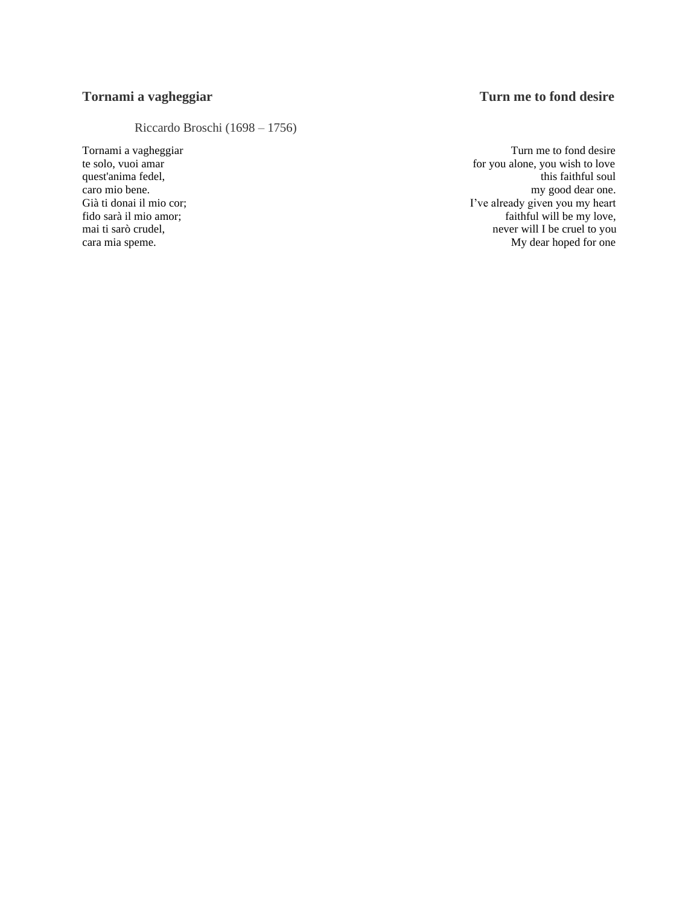## Tornami a vagheggiar

## Turn me to fond desire

Riccardo Broschi (1698 – 1756)

Tornami a vagheggiar  
te solo, vuoi amar  
quest'anima fedel,  
caro mio bene.  
Già ti donai il mio cor;  
fido sarà il mio amor;  
mai ti sarò crudel,  
cara mia speme.

Turn me to fond desire  
for you alone, you wish to love  
this faithful soul  
my good dear one.  
I've already given you my heart  
faithful will be my love,  
never will I be cruel to you  
My dear hoped for one